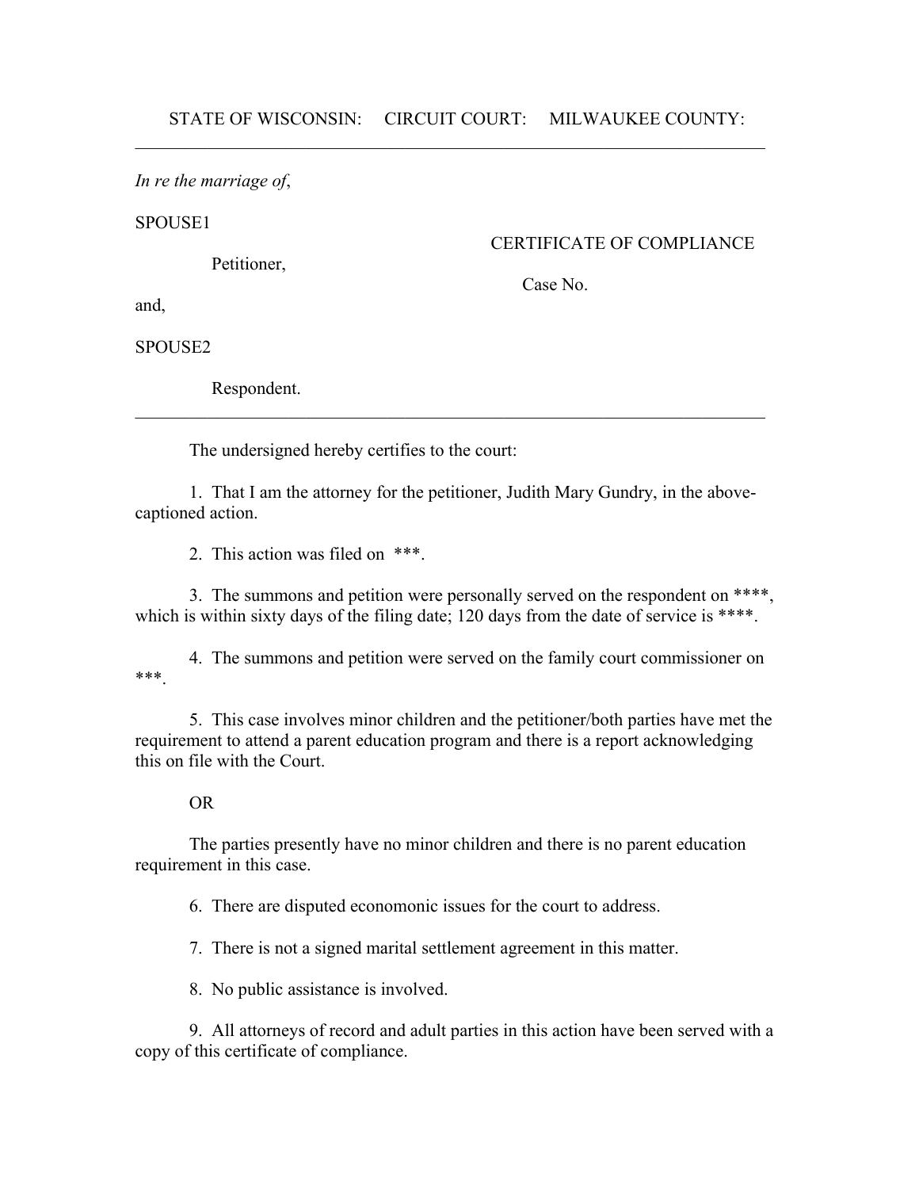STATE OF WISCONSIN: CIRCUIT COURT: MILWAUKEE COUNTY:

---

*In re the marriage of*,

SPOUSE1

Petitioner,

and,

SPOUSE2

Respondent.

CERTIFICATE OF COMPLIANCE

Case No.

---

The undersigned hereby certifies to the court:

1. That I am the attorney for the petitioner, Judith Mary Gundry, in the above-captioned action.

2. This action was filed on ***.

3. The summons and petition were personally served on the respondent on ****, which is within sixty days of the filing date; 120 days from the date of service is ****.

4. The summons and petition were served on the family court commissioner on ***.

5. This case involves minor children and the petitioner/both parties have met the requirement to attend a parent education program and there is a report acknowledging this on file with the Court.

OR

The parties presently have no minor children and there is no parent education requirement in this case.

6. There are disputed economonic issues for the court to address.

7. There is not a signed marital settlement agreement in this matter.

8. No public assistance is involved.

9. All attorneys of record and adult parties in this action have been served with a copy of this certificate of compliance.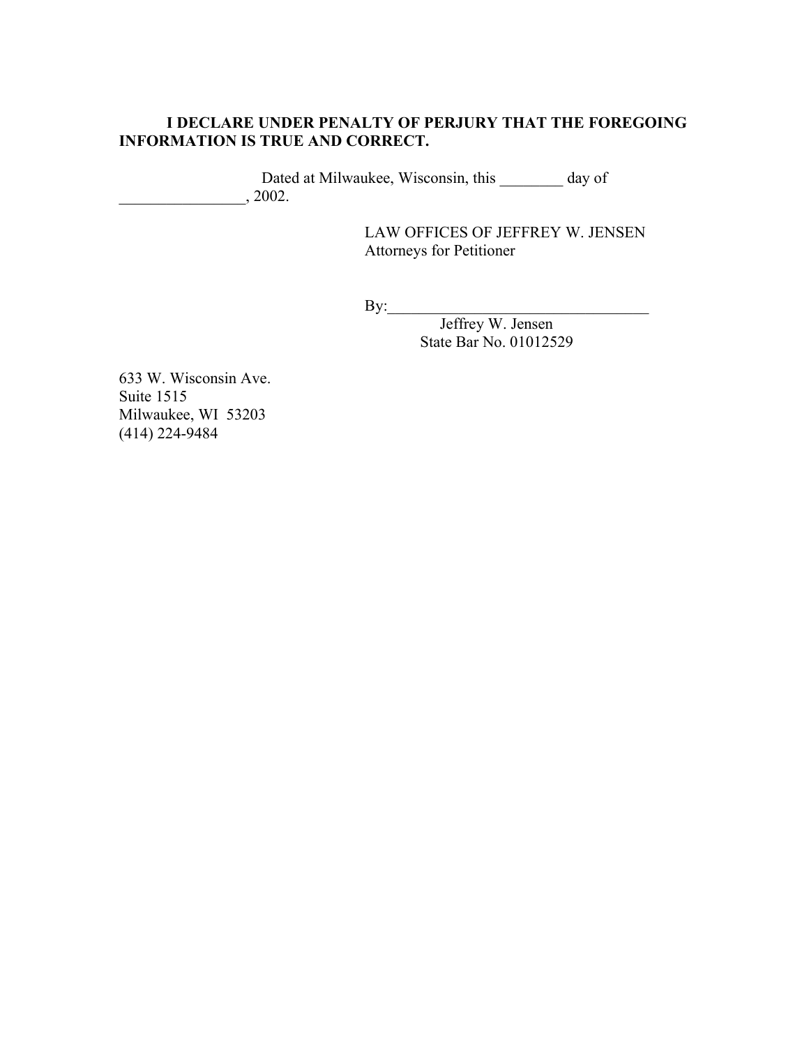**I DECLARE UNDER PENALTY OF PERJURY THAT THE FOREGOING INFORMATION IS TRUE AND CORRECT.**

Dated at Milwaukee, Wisconsin, this ________ day of ________________, 2002.

LAW OFFICES OF JEFFREY W. JENSEN
Attorneys for Petitioner

By:_________________________________
Jeffrey W. Jensen
State Bar No. 01012529

633 W. Wisconsin Ave.
Suite 1515
Milwaukee, WI 53203
(414) 224-9484